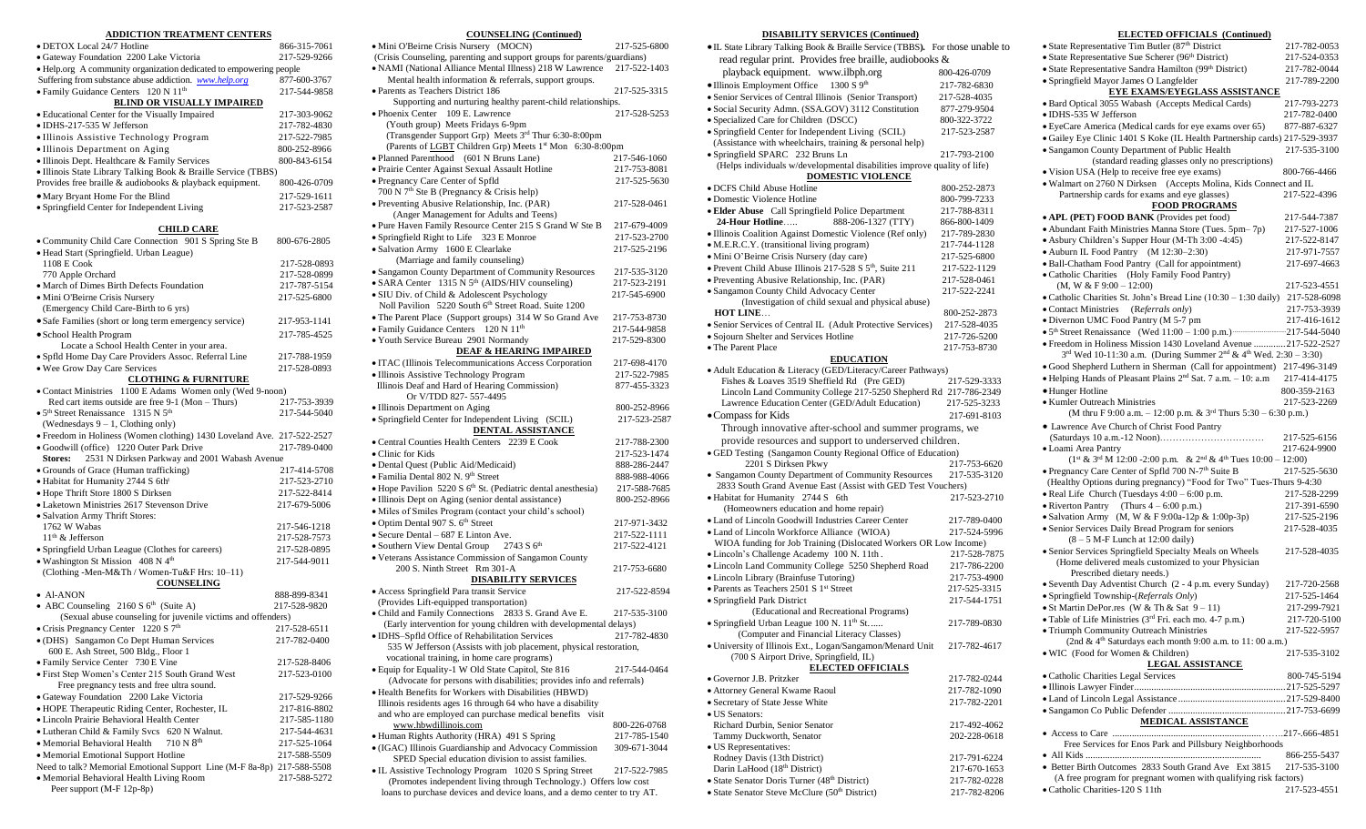## ADDICTION TREATMENT CENTERS

- DETOX Local 24/7 Hotline 866-315-7061
- Gateway Foundation 2200 Lake Victoria 217-529-9266
- Help.org A community organization dedicated to empowering people Suffering from substance abuse addiction. *www.help.org* 877-600-3767
- Family Guidance Centers 120 N 11th 217-544-9858

### BLIND OR VISUALLY IMPAIRED

- Educational Center for the Visually Impaired 217-303-9062
- IDHS-217-535 W Jefferson 217-782-4830
- Illinois Assistive Technology Program 217-522-7985
- Illinois Department on Aging 800-252-8966
- Illinois Dept. Healthcare & Family Services 800-843-6154
- Illinois State Library Talking Book & Braille Service (TBBS) Provides free braille & audiobooks & playback equipment. 800-426-0709
- Mary Bryant Home For the Blind 217-529-1611
- Springfield Center for Independent Living 217-523-2587

### CHILD CARE

- Community Child Care Connection 901 S Spring Ste B 800-676-2805
- Head Start (Springfield. Urban League)
  - 1108 E Cook 217-528-0893
  - 770 Apple Orchard 217-528-0899
- March of Dimes Birth Defects Foundation 217-787-5154
- Mini O'Beirne Crisis Nursery 217-525-6800 (Emergency Child Care-Birth to 6 yrs)
- Safe Families (short or long term emergency service) 217-953-1141
- School Health Program 217-785-4525 Locate a School Health Center in your area.
- Spfld Home Day Care Providers Assoc. Referral Line 217-788-1959
- Wee Grow Day Care Services 217-528-0893

### CLOTHING & FURNITURE

- Contact Ministries 1100 E Adams Women only (Wed 9-noon) Red cart items outside are free 9-1 (Mon – Thurs) 217-753-3939
- 5th Street Renaissance 1315 N 5th 217-544-5040 (Wednesdays 9 – 1, Clothing only)
- Freedom in Holiness (Women clothing) 1430 Loveland Ave. 217-522-2527
- Goodwill (office) 1220 Outer Park Drive 217-789-0400
  Stores: 2531 N Dirksen Parkway and 2001 Wabash Avenue
- Grounds of Grace (Human trafficking) 217-414-5708
- Habitat for Humanity 2744 S 6th 217-523-2710
- Hope Thrift Store 1800 S Dirksen 217-522-8414
- Laketown Ministries 2617 Stevenson Drive 217-679-5006
- Salvation Army Thrift Stores:
  - 1762 W Wabas 217-546-1218
  - 11th & Jefferson 217-528-7573
- Springfield Urban League (Clothes for careers) 217-528-0895
- Washington St Mission 408 N 4th 217-544-9011 (Clothing -Men-M&Th / Women-Tu&F Hrs: 10–11)

### COUNSELING

- Al-ANON 888-899-8341
- ABC Counseling 2160 S 6th (Suite A) 217-528-9820 (Sexual abuse counseling for juvenile victims and offenders)
- Crisis Pregnancy Center 1220 S 7th 217-528-6511
- (DHS) Sangamon Co Dept Human Services 217-782-0400 600 E. Ash Street, 500 Bldg., Floor 1
- Family Service Center 730 E Vine 217-528-8406
- First Step Women's Center 215 South Grand West 217-523-0100 Free pregnancy tests and free ultra sound.
- Gateway Foundation 2200 Lake Victoria 217-529-9266
- HOPE Therapeutic Riding Center, Rochester, IL 217-816-8802
- Lincoln Prairie Behavioral Health Center 217-585-1180
- Lutheran Child & Family Svcs 620 N Walnut. 217-544-4631
- Memorial Behavioral Health 710 N 8th 217-525-1064
- Memorial Emotional Support Hotline 217-588-5509
  Need to talk? Memorial Emotional Support Line (M-F 8a-8p) 217-588-5508
- Memorial Behavioral Health Living Room 217-588-5272 Peer support (M-F 12p-8p)

### COUNSELING (Continued)

- Mini O'Beirne Crisis Nursery (MOCN) 217-525-6800 (Crisis Counseling, parenting and support groups for parents/guardians)
- NAMI (National Alliance Mental Illness) 218 W Lawrence 217-522-1403 Mental health information & referrals, support groups.
- Parents as Teachers District 186 217-525-3315 Supporting and nurturing healthy parent-child relationships.
- Phoenix Center 109 E. Lawrence 217-528-5253 (Youth group) Meets Fridays 6-9pm (Transgender Support Grp) Meets 3rd Thur 6:30-8:00pm (Parents of LGBT Children Grp) Meets 1st Mon 6:30-8:00pm
- Planned Parenthood (601 N Bruns Lane) 217-546-1060
- Prairie Center Against Sexual Assault Hotline 217-753-8081
- Pregnancy Care Center of Spfld 217-525-5630 700 N 7th Ste B (Pregnancy & Crisis help)
- Preventing Abusive Relationship, Inc. (PAR) 217-528-0461 (Anger Management for Adults and Teens)
- Pure Haven Family Resource Center 215 S Grand W Ste B 217-679-4009
- Springfield Right to Life 323 E Monroe 217-523-2700
- Salvation Army 1600 E Clearlake 217-525-2196 (Marriage and family counseling)
- Sangamon County Department of Community Resources 217-535-3120
- SARA Center 1315 N 5th (AIDS/HIV counseling) 217-523-2191
- SIU Div. of Child & Adolescent Psychology 217-545-6900 Noll Pavilion 5220 South 6th Street Road. Suite 1200
- The Parent Place (Support groups) 314 W So Grand Ave 217-753-8730
- Family Guidance Centers 120 N 11th 217-544-9858
- Youth Service Bureau 2901 Normandy 217-529-8300

### DEAF & HEARING IMPAIRED

- ITAC (Illinois Telecommunications Access Corporation 217-698-4170
- Illinois Assistive Technology Program 217-522-7985
  Illinois Deaf and Hard of Hearing Commission) 877-455-3323 Or V/TDD 827- 557-4495
- Illinois Department on Aging 800-252-8966
- Springfield Center for Independent Living (SCIL) 217-523-2587

### DENTAL ASSISTANCE

- Central Counties Health Centers 2239 E Cook 217-788-2300
- Clinic for Kids 217-523-1474
- Dental Quest (Public Aid/Medicaid) 888-286-2447
- Familia Dental 802 N. 9th Street 888-988-4066
- Hope Pavilion 5220 S 6th St. (Pediatric dental anesthesia) 217-588-7685
- Illinois Dept on Aging (senior dental assistance) 800-252-8966
- Miles of Smiles Program (contact your child's school)
- Optim Dental 907 S. 6th Street 217-971-3432
- Secure Dental – 687 E Linton Ave. 217-522-1111
- Southern View Dental Group 2743 S 6th 217-522-4121
- Veterans Assistance Commission of Sangamon County 217-753-6680 200 S. Ninth Street Rm 301-A

### DISABILITY SERVICES

- Access Springfield Para transit Service 217-522-8594 (Provides Lift-equipped transportation)
- Child and Family Connections 2833 S. Grand Ave E. 217-535-3100 (Early intervention for young children with developmental delays)
- IDHS–Spfld Office of Rehabilitation Services 217-782-4830 535 W Jefferson (Assists with job placement, physical restoration, vocational training, in home care programs)
- Equip for Equality-1 W Old State Capitol, Ste 816 217-544-0464 (Advocate for persons with disabilities; provides info and referrals)
- Health Benefits for Workers with Disabilities (HBWD) Illinois residents ages 16 through 64 who have a disability and who are employed can purchase medical benefits visit www.hbwdillinois.com 800-226-0768
- Human Rights Authority (HRA) 491 S Spring 217-785-1540
- (IGAC) Illinois Guardianship and Advocacy Commission 309-671-3044 SPED Special education division to assist families.
- IL Assistive Technology Program 1020 S Spring Street 217-522-7985 (Promotes independent living through Technology.) Offers low cost loans to purchase devices and device loans, and a demo center to try AT.

### DISABILITY SERVICES (Continued)

- IL State Library Talking Book & Braille Service (TBBS). For those unable to read regular print. Provides free braille, audiobooks & playback equipment. www.ilbph.org 800-426-0709
- Illinois Employment Office 1300 S 9th 217-782-6830
- Senior Services of Central Illinois (Senior Transport) 217-528-4035
- Social Security Admn. (SSA.GOV) 3112 Constitution 877-279-9504
- Specialized Care for Children (DSCC) 800-322-3722
- Springfield Center for Independent Living (SCIL) 217-523-2587 (Assistance with wheelchairs, training & personal help)
- Springfield SPARC 232 Bruns Ln 217-793-2100 (Helps individuals w/developmental disabilities improve quality of life)

### DOMESTIC VIOLENCE

- DCFS Child Abuse Hotline 800-252-2873
- Domestic Violence Hotline 800-799-7233
- **Elder Abuse** Call Springfield Police Department 217-788-8311
  **24-Hour Hotline**….. 888-206-1327 (TTY) 866-800-1409
- Illinois Coalition Against Domestic Violence (Ref only) 217-789-2830
- M.E.R.C.Y. (transitional living program) 217-744-1128
- Mini O'Beirne Crisis Nursery (day care) 217-525-6800
- Prevent Child Abuse Illinois 217-528 S 5th, Suite 211 217-522-1129
- Preventing Abusive Relationship, Inc. (PAR) 217-528-0461
- Sangamon County Child Advocacy Center 217-522-2241 (Investigation of child sexual and physical abuse)
  **HOT LINE**… 800-252-2873
- Senior Services of Central IL (Adult Protective Services) 217-528-4035
- Sojourn Shelter and Services Hotline 217-726-5200
- The Parent Place 217-753-8730

### EDUCATION

- Adult Education & Literacy (GED/Literacy/Career Pathways)
  - Fishes & Loaves 3519 Sheffield Rd (Pre GED) 217-529-3333
  - Lincoln Land Community College 217-5250 Shepherd Rd 217-786-2349
  - Lawrence Education Center (GED/Adult Education) 217-525-3233
- Compass for Kids 217-691-8103
  Through innovative after-school and summer programs, we provide resources and support to underserved children.
- GED Testing (Sangamon County Regional Office of Education) 2201 S Dirksen Pkwy 217-753-6620
- Sangamon County Department of Community Resources 217-535-3120 2833 South Grand Avenue East (Assist with GED Test Vouchers)
- Habitat for Humanity 2744 S 6th 217-523-2710 (Homeowners education and home repair)
- Land of Lincoln Goodwill Industries Career Center 217-789-0400
- Land of Lincoln Workforce Alliance (WIOA) 217-524-5996 WIOA funding for Job Training (Dislocated Workers OR Low Income)
- Lincoln's Challenge Academy 100 N. 11th . 217-528-7875
- Lincoln Land Community College 5250 Shepherd Road 217-786-2200
- Lincoln Library (Brainfuse Tutoring) 217-753-4900
- Parents as Teachers 2501 S 1st Street 217-525-3315
- Springfield Park District 217-544-1751 (Educational and Recreational Programs)
- Springfield Urban League 100 N. 11th St…… 217-789-0830 (Computer and Financial Literacy Classes)
- University of Illinois Ext., Logan/Sangamon/Menard Unit 217-782-4617 (700 S Airport Drive, Springfield, IL)

### ELECTED OFFICIALS

- Governor J.B. Pritzker 217-782-0244
- Attorney General Kwame Raoul 217-782-1090
- Secretary of State Jesse White 217-782-2201
- US Senators:
  - Richard Durbin, Senior Senator 217-492-4062
  - Tammy Duckworth, Senator 202-228-0618
- US Representatives:
  - Rodney Davis (13th District) 217-791-6224
  - Darin LaHood (18th District) 217-670-1653
- State Senator Doris Turner (48th District) 217-782-0228
- State Senator Steve McClure (50th District) 217-782-8206

### ELECTED OFFICIALS (Continued)

- State Representative Tim Butler (87th District 217-782-0053
- State Representative Sue Scherer (96th District) 217-524-0353
- State Representative Sandra Hamilton (99th District) 217-782-0044
- Springfield Mayor James O Langfelder 217-789-2200

### EYE EXAMS/EYEGLASS ASSISTANCE

- Bard Optical 3055 Wabash (Accepts Medical Cards) 217-793-2273
- IDHS-535 W Jefferson 217-782-0400
- EyeCare America (Medical cards for eye exams over 65) 877-887-6327
- Gailey Eye Clinic 1401 S Koke (IL Health Partnership cards) 217-529-3937
- Sangamon County Department of Public Health 217-535-3100 (standard reading glasses only no prescriptions)
- Vision USA (Help to receive free eye exams) 800-766-4466
- Walmart on 2760 N Dirksen (Accepts Molina, Kids Connect and IL Partnership cards for exams and eye glasses) 217-522-4396

### FOOD PROGRAMS

- **APL (PET) FOOD BANK** (Provides pet food) 217-544-7387
- Abundant Faith Ministries Manna Store (Tues. 5pm– 7p) 217-527-1006
- Asbury Children's Supper Hour (M-Th 3:00 -4:45) 217-522-8147
- Auburn IL Food Pantry (M 12:30–2:30) 217-971-7557
- Ball-Chatham Food Pantry (Call for appointment) 217-697-4663
- Catholic Charities (Holy Family Food Pantry) (M, W & F 9:00 – 12:00) 217-523-4551
- Catholic Charities St. John's Bread Line (10:30 – 1:30 daily) 217-528-6098
- Contact Ministries (*Referrals only*) 217-753-3939
- Divernon UMC Food Pantry (M 5-7 pm 217-416-1612
- 5th Street Renaissance (Wed 11:00 – 1:00 p.m.) 217-544-5040
- Freedom in Holiness Mission 1430 Loveland Avenue 217-522-2527 3rd Wed 10-11:30 a.m. (During Summer 2nd & 4th Wed. 2:30 – 3:30)
- Good Shepherd Luthern in Sherman (Call for appointment) 217-496-3149
- Helping Hands of Pleasant Plains 2nd Sat. 7 a.m. – 10: a.m 217-414-4175
- Hunger Hotline 800-359-2163
- Kumler Outreach Ministries 217-523-2269 (M thru F 9:00 a.m. – 12:00 p.m. & 3rd Thurs 5:30 – 6:30 p.m.)
- Lawrence Ave Church of Christ Food Pantry (Saturdays 10 a.m.-12 Noon) 217-525-6156
- Loami Area Pantry 217-624-9900 (1st & 3rd M 12:00 -2:00 p.m. & 2nd & 4th Tues 10:00 – 12:00)
- Pregnancy Care Center of Spfld 700 N-7th Suite B 217-525-5630 (Healthy Options during pregnancy) "Food for Two" Tues-Thurs 9-4:30
- Real Life Church (Tuesdays 4:00 – 6:00 p.m. 217-528-2299
- Riverton Pantry (Thurs 4 – 6:00 p.m.) 217-391-6590
- Salvation Army (M, W & F 9:00a-12p & 1:00p-3p) 217-525-2196
- Senior Services Daily Bread Program for seniors 217-528-4035 (8 – 5 M-F Lunch at 12:00 daily)
- Senior Services Springfield Specialty Meals on Wheels 217-528-4035 (Home delivered meals customized to your Physician Prescribed dietary needs.)
- Seventh Day Adventist Church (2 - 4 p.m. every Sunday) 217-720-2568
- Springfield Township-(*Referrals Only*) 217-525-1464
- St Martin DePor.res (W & Th & Sat 9 – 11) 217-299-7921
- Table of Life Ministries (3rd Fri. each mo. 4-7 p.m.) 217-720-5100
- Triumph Community Outreach Ministries 217-522-5957 (2nd & 4th Saturdays each month 9:00 a.m. to 11: 00 a.m.)
- WIC (Food for Women & Children) 217-535-3102

### LEGAL ASSISTANCE

- Catholic Charities Legal Services 800-745-5194
- Illinois Lawyer Finder 217-525-5297
- Land of Lincoln Legal Assistance 217-529-8400
- Sangamon Co Public Defender 217-753-6699

### MEDICAL ASSISTANCE

- Access to Care 217-.666-4851 Free Services for Enos Park and Pillsbury Neighborhoods
- All Kids 866-255-5437
- Better Birth Outcomes 2833 South Grand Ave Ext 3815 217-535-3100 (A free program for pregnant women with qualifying risk factors)
- Catholic Charities-120 S 11th 217-523-4551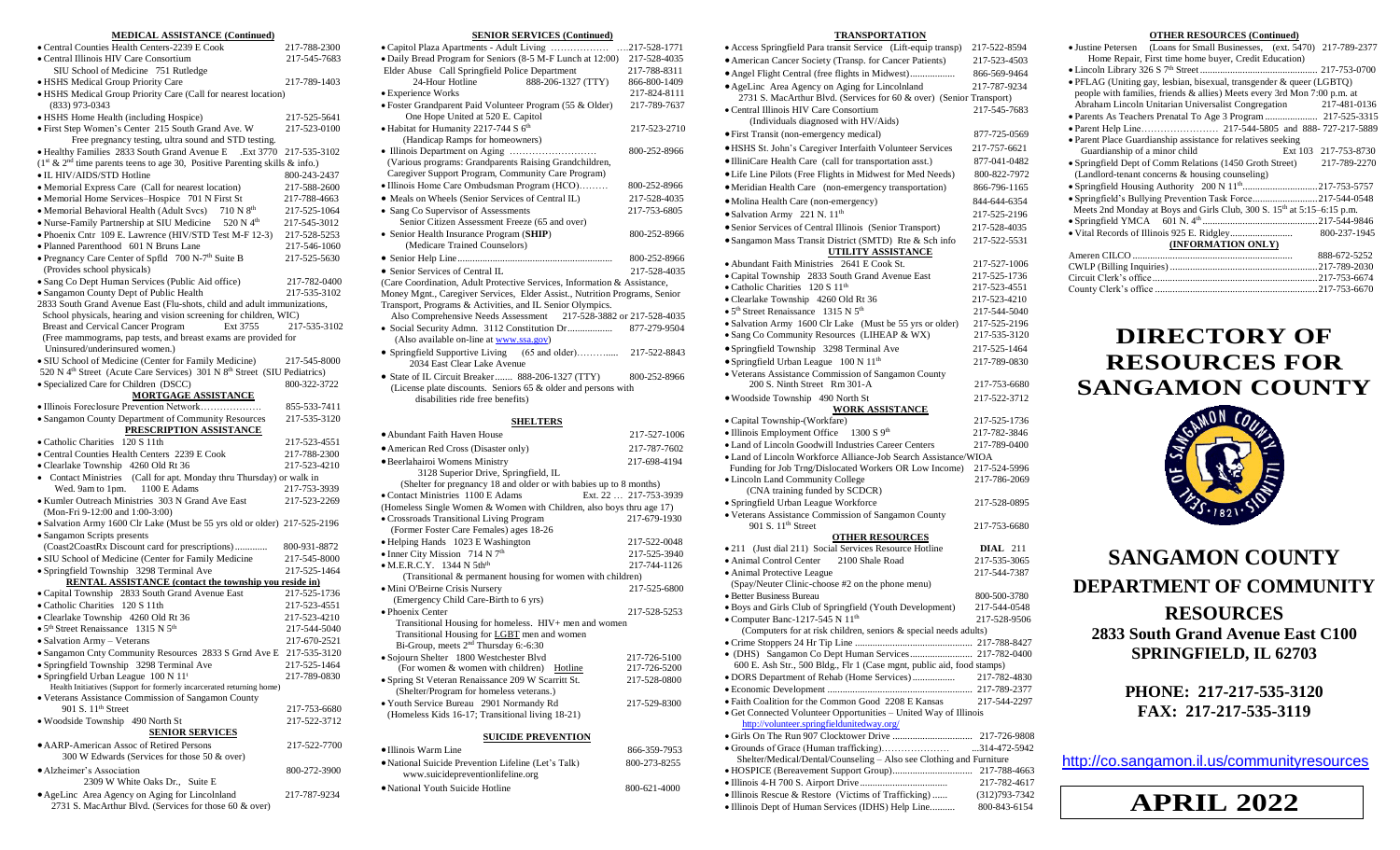## MEDICAL ASSISTANCE (Continued)

- Central Counties Health Centers-2239 E Cook 217-788-2300
- Central Illinois HIV Care Consortium 217-545-7683
  SIU School of Medicine 751 Rutledge
- HSHS Medical Group Priority Care 217-789-1403
- HSHS Medical Group Priority Care (Call for nearest location) (833) 973-0343
- HSHS Home Health (including Hospice) 217-525-5641
- First Step Women's Center 215 South Grand Ave. W 217-523-0100
  Free pregnancy testing, ultra sound and STD testing.
- Healthy Families 2833 South Grand Avenue E .Ext 3770 217-535-3102
  (1st & 2nd time parents teens to age 30, Positive Parenting skills & info.)
- IL HIV/AIDS/STD Hotline 800-243-2437
- Memorial Express Care (Call for nearest location) 217-588-2600
- Memorial Home Services–Hospice 701 N First St 217-788-4663
- Memorial Behavioral Health (Adult Svcs) 710 N 8th 217-525-1064
- Nurse-Family Partnership at SIU Medicine 520 N 4th 217-545-3012
- Phoenix Cntr 109 E. Lawrence (HIV/STD Test M-F 12-3) 217-528-5253
- Planned Parenthood 601 N Bruns Lane 217-546-1060
- Pregnancy Care Center of Spfld 700 N-7th Suite B 217-525-5630
  (Provides school physicals)
- Sang Co Dept Human Services (Public Aid office) 217-782-0400
- Sangamon County Dept of Public Health 217-535-3102
  2833 South Grand Avenue East (Flu-shots, child and adult immunizations, School physicals, hearing and vision screening for children, WIC)
  Breast and Cervical Cancer Program Ext 3755 217-535-3102
  (Free mammograms, pap tests, and breast exams are provided for Uninsured/underinsured women.)
- SIU School of Medicine (Center for Family Medicine) 217-545-8000
  520 N 4th Street (Acute Care Services) 301 N 8th Street (SIU Pediatrics)
- Specialized Care for Children (DSCC) 800-322-3722

## MORTGAGE ASSISTANCE

- Illinois Foreclosure Prevention Network……………… 855-533-7411
- Sangamon County Department of Community Resources 217-535-3120

## PRESCRIPTION ASSISTANCE

- Catholic Charities 120 S 11th 217-523-4551
- Central Counties Health Centers 2239 E Cook 217-788-2300
- Clearlake Township 4260 Old Rt 36 217-523-4210
- Contact Ministries (Call for apt. Monday thru Thursday) or walk in Wed. 9am to 1pm. 1100 E Adams 217-753-3939
- Kumler Outreach Ministries 303 N Grand Ave East 217-523-2269
  (Mon-Fri 9-12:00 and 1:00-3:00)
- Salvation Army 1600 Clr Lake (Must be 55 yrs old or older) 217-525-2196
- Sangamon Scripts presents
  (Coast2CoastRx Discount card for prescriptions)………… 800-931-8872
- SIU School of Medicine (Center for Family Medicine 217-545-8000
- Springfield Township 3298 Terminal Ave 217-525-1464

## RENTAL ASSISTANCE (contact the township you reside in)

- Capital Township 2833 South Grand Avenue East 217-525-1736
- Catholic Charities 120 S 11th 217-523-4551
- Clearlake Township 4260 Old Rt 36 217-523-4210
- 5th Street Renaissance 1315 N 5th 217-544-5040
- Salvation Army 217-670-2521
- Sangamon Cnty Community Resources 2833 S Grnd Ave E 217-535-3120
- Springfield Township 3298 Terminal Ave 217-525-1464
- Springfield Urban League 100 N 11th 217-789-0830
  Health Initiatives (Support for formerly incarcerated returning home)
- Veterans Assistance Commission of Sangamon County
  901 S. 11th Street 217-753-6680
- Woodside Township 490 North St 217-522-3712

## SENIOR SERVICES

- AARP-American Assoc of Retired Persons 217-522-7700
  300 W Edwards (Services for those 50 & over)
- Alzheimer's Association 800-272-3900
  2309 W White Oaks Dr., Suite E
- AgeLinc Area Agency on Aging for Lincolnland 217-787-9234
  2731 S. MacArthur Blvd. (Services for those 60 & over)

## SENIOR SERVICES (Continued)

- Capitol Plaza Apartments - Adult Living ……………… ….217-528-1771
- Daily Bread Program for Seniors (8-5 M-F Lunch at 12:00) 217-528-4035
  Elder Abuse Call Springfield Police Department 217-788-8311
  24-Hour Hotline 888-206-1327 (TTY) 866-800-1409
- Experience Works 217-824-8111
- Foster Grandparent Paid Volunteer Program (55 & Older) 217-789-7637
  One Hope United at 520 E. Capitol
- Habitat for Humanity 2217-744 S 6th 217-523-2710
  (Handicap Ramps for homeowners)
- Illinois Department on Aging ……………………… 800-252-8966
  (Various programs: Grandparents Raising Grandchildren, Caregiver Support Program, Community Care Program)
- Illinois Home Care Ombudsman Program (HCO)……… 800-252-8966
- Meals on Wheels (Senior Services of Central IL) 217-528-4035
- Sang Co Supervisor of Assessments 217-753-6805
  Senior Citizen Assessment Freeze (65 and over)
- Senior Health Insurance Program (SHIP) 800-252-8966
  (Medicare Trained Counselors)
- Senior Help Line……………………………………… 800-252-8966
- Senior Services of Central IL 217-528-4035
  (Care Coordination, Adult Protective Services, Information & Assistance, Money Mgnt., Caregiver Services, Elder Assist., Nutrition Programs, Senior Transport, Programs & Activities, and IL Senior Olympics.
  Also Comprehensive Needs Assessment 217-528-3882 or 217-528-4035
- Social Security Admn. 3112 Constitution Dr……………… 877-279-9504
  (Also available on-line at www.ssa.gov)
- Springfield Supportive Living (65 and older)………..... 217-522-8843
  2034 East Clear Lake Avenue
- State of IL Circuit Breaker……. 888-206-1327 (TTY) 800-252-8966
  (License plate discounts. Seniors 65 & older and persons with disabilities ride free benefits)

## SHELTERS

- Abundant Faith Haven House 217-527-1006
- American Red Cross (Disaster only) 217-787-7602
- Beerlahairoi Womens Ministry 217-698-4194
  3128 Superior Drive, Springfield, IL
  (Shelter for pregnancy 18 and older or with babies up to 8 months)
- Contact Ministries 1100 E Adams Ext. 22 … 217-753-3939
  (Homeless Single Women & Women with Children, also boys thru age 17)
- Crossroads Transitional Living Program 217-679-1930
  (Former Foster Care Females) ages 18-26
- Helping Hands 1023 E Washington 217-522-0048
- Inner City Mission 714 N 7th 217-525-3940
- M.E.R.C.Y. 1344 N 5th 217-744-1126
  (Transitional & permanent housing for women with children)
- Mini O'Beirne Crisis Nursery 217-525-6800
  (Emergency Child Care-Birth to 6 yrs)
- Phoenix Center 217-528-5253
  Transitional Housing for homeless. HIV+ men and women
  Transitional Housing for LGBT men and women
  Bi-Group, meets 2nd Thursday 6:-6:30
- Sojourn Shelter 1800 Westchester Blvd 217-726-5100
  (For women & women with children) Hotline 217-726-5200
- Spring St Veteran Renaissance 209 W Scarritt St. 217-528-0800
  (Shelter/Program for homeless veterans.)
- Youth Service Bureau 2901 Normandy Rd 217-529-8300
  (Homeless Kids 16-17; Transitional living 18-21)

## SUICIDE PREVENTION

- Illinois Warm Line 866-359-7953
- National Suicide Prevention Lifeline (Let's Talk) 800-273-8255
  www.suicidepreventionlifeline.org
- National Youth Suicide Hotline 800-621-4000

## TRANSPORTATION

- Access Springfield Para transit Service (Lift-equip transp) 217-522-8594
- American Cancer Society (Transp. for Cancer Patients) 217-523-4503
- Angel Flight Central (free flights in Midwest)……………… 866-569-9464
- AgeLinc Area Agency on Aging for Lincolnland 217-787-9234
  2731 S. MacArthur Blvd. (Services for 60 & over) (Senior Transport)
- Central Illinois HIV Care Consortium 217-545-7683
  (Individuals diagnosed with HV/Aids)
- First Transit (non-emergency medical) 877-725-0569
- HSHS St. John's Caregiver Interfaith Volunteer Services 217-757-6621
- IlliniCare Health Care (call for transportation asst.) 877-041-0482
- Life Line Pilots (Free Flights in Midwest for Med Needs) 800-822-7972
- Meridian Health Care (non-emergency transportation) 866-796-1165
- Molina Health Care (non-emergency) 844-644-6354
- Salvation Army 221 N. 11th 217-525-2196
- Senior Services of Central Illinois (Senior Transport) 217-528-4035
- Sangamon Mass Transit District (SMTD) Rte & Sch info 217-522-5531

## UTILITY ASSISTANCE

- Abundant Faith Ministries 2641 E Cook St. 217-527-1006
- Capital Township 2833 South Grand Avenue East 217-525-1736
- Catholic Charities 120 S 11th 217-523-4551
- Clearlake Township 4260 Old Rt 36 217-523-4210
- 5th Street Renaissance 1315 N 5th 217-544-5040
- Salvation Army 1600 Clr Lake (Must be 55 yrs or older) 217-525-2196
- Sang Co Community Resources (LIHEAP & WX) 217-535-3120
- Springfield Township 3298 Terminal Ave 217-525-1464
- Springfield Urban League 100 N 11th 217-789-0830
- Veterans Assistance Commission of Sangamon County
  200 S. Ninth Street Rm 301-A 217-753-6680
- Woodside Township 490 North St 217-522-3712

## WORK ASSISTANCE

- Capital Township-(Workfare) 217-525-1736
- Illinois Employment Office 1300 S 9th 217-782-3846
- Land of Lincoln Goodwill Industries Career Centers 217-789-0400
- Land of Lincoln Workforce Alliance-Job Search Assistance/WIOA
  Funding for Job Trng/Dislocated Workers OR Low Income) 217-524-5996
- Lincoln Land Community College 217-786-2069
  (CNA training funded by SCDCR)
- Springfield Urban League Workforce 217-528-0895
- Veterans Assistance Commission of Sangamon County
  901 S. 11th Street 217-753-6680

## OTHER RESOURCES

- 211 (Just dial 211) Social Services Resource Hotline **DIAL 211**
- Animal Control Center 2100 Shale Road 217-535-3065
- Animal Protective League 217-544-7387
  (Spay/Neuter Clinic-choose #2 on the phone menu)
- Better Business Bureau 800-500-3780
- Boys and Girls Club of Springfield (Youth Development) 217-544-0548
- Computer Banc-1217-545 N 11th 217-528-9506
  (Computers for at risk children, seniors & special needs adults)
- Crime Stoppers 24 Hr Tip Line …………………………… 217-788-8427
- (DHS) Sangamon Co Dept Human Services…………………. 217-782-0400
  600 E. Ash Str., 500 Bldg., Flr 1 (Case mgnt, public aid, food stamps)
- DORS Department of Rehab (Home Services)……………… 217-782-4830
- Economic Development ……………………………………… 217-789-2377
- Faith Coalition for the Common Good 2208 E Kansas 217-544-2297
- Get Connected Volunteer Opportunities – United Way of Illinois
  http://volunteer.springfieldunitedway.org/
- Girls On The Run 907 Clocktower Drive ……………………… 217-726-9808
- Grounds of Grace (Human trafficking)………………… ...314-472-5942
  Shelter/Medical/Dental/Counseling – Also see Clothing and Furniture
- HOSPICE (Bereavement Support Group)…………………… 217-788-4663
- Illinois 4-H 700 S. Airport Drive…………………………… 217-782-4617
- Illinois Rescue & Restore (Victims of Trafficking)…… (312)793-7342
- Illinois Dept of Human Services (IDHS) Help Line………. 800-843-6154

## OTHER RESOURCES (Continued)

- Justine Petersen (Loans for Small Businesses, (ext. 5470) 217-789-2377
  Home Repair, First time home buyer, Credit Education)
- Lincoln Library 326 S 7th Street ………………………………… 217-753-0700
- PFLAG (Uniting gay, lesbian, bisexual, transgender & queer (LGBTQ) people with families, friends & allies) Meets every 3rd Mon 7:00 p.m. at Abraham Lincoln Unitarian Universalist Congregation 217-481-0136
- Parents As Teachers Prenatal To Age 3 Program ……………… 217-525-3315
- Parent Help Line…………………… 217-544-5805 and 888- 727-217-5889
- Parent Place Guardianship assistance for relatives seeking Guardianship of a minor child Ext 103 217-753-8730
- Springfield Dept of Comm Relations (1450 Groth Street) 217-789-2270
  (Landlord-tenant concerns & housing counseling)
- Springfield Housing Authority 200 N 11th……………………… 217-753-5757
- Springfield's Bullying Prevention Task Force…………………… 217-544-0548
  Meets 2nd Monday at Boys and Girls Club, 300 S. 15th at 5:15–6:15 p.m.
- Springfield YMCA 601 N. 4th ………………………………… 217-544-9846
- Vital Records of Illinois 925 E. Ridgley………………………… 800-237-1945

### (INFORMATION ONLY)

- Ameren CILCO ……………………………………………… 888-672-5252
- CWLP (Billing Inquiries) ………………………………………… 217-789-2030
- Circuit Clerk's office……………………………………………… 217-753-6674
- County Clerk's office ……………………………………………… 217-753-6670

# DIRECTORY OF RESOURCES FOR SANGAMON COUNTY

SANGAMON COUNTY · SEAL · 1821

# SANGAMON COUNTY DEPARTMENT OF COMMUNITY RESOURCES

**2833 South Grand Avenue East C100**
**SPRINGFIELD, IL 62703**

**PHONE: 217-217-535-3120**
**FAX: 217-217-535-3119**

http://co.sangamon.il.us/communityresources

# APRIL 2022